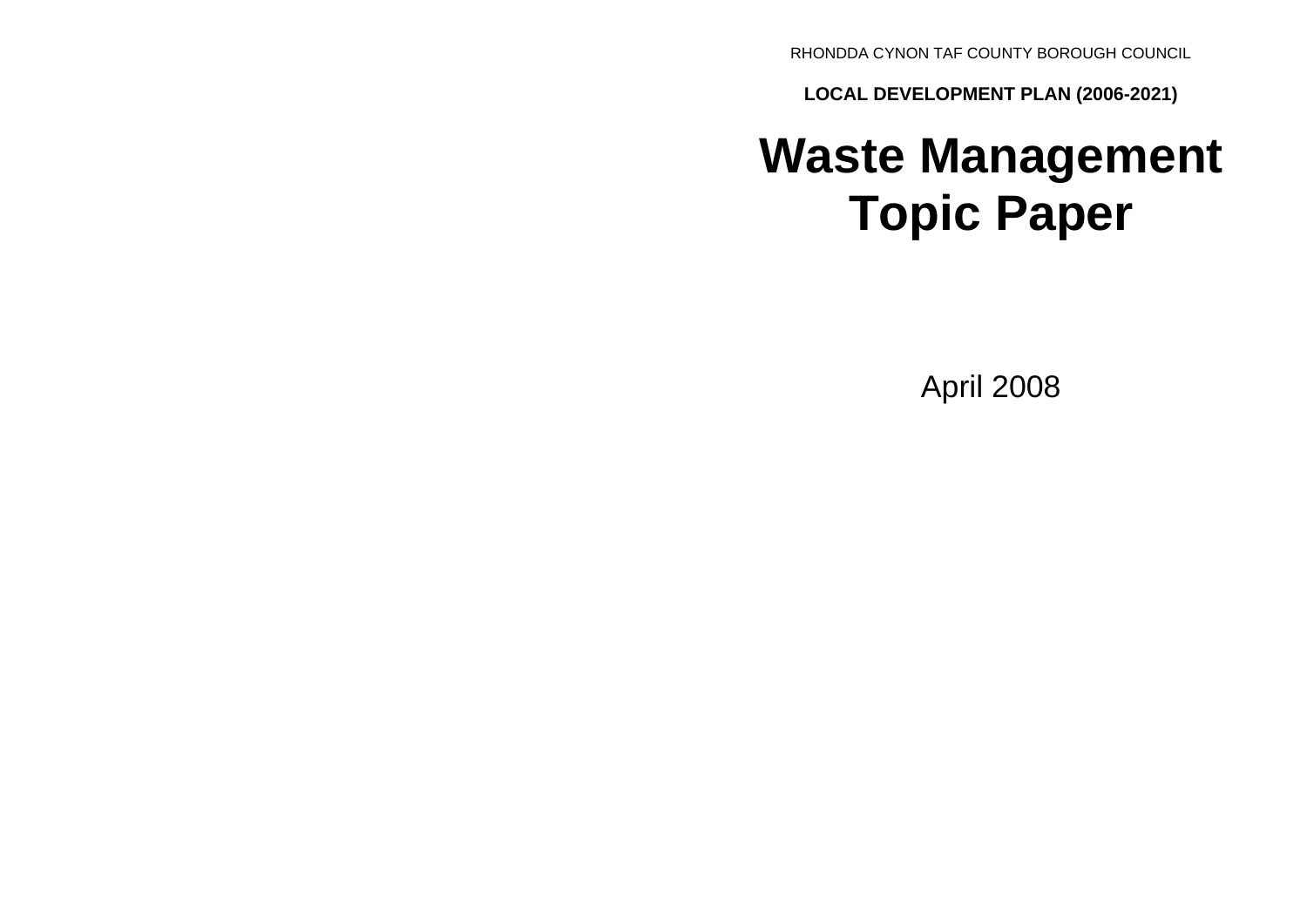RHONDDA CYNON TAF COUNTY BOROUGH COUNCIL

**LOCAL DEVELOPMENT PLAN (2006-2021)**

# Waste Management Topic Paper

April 2008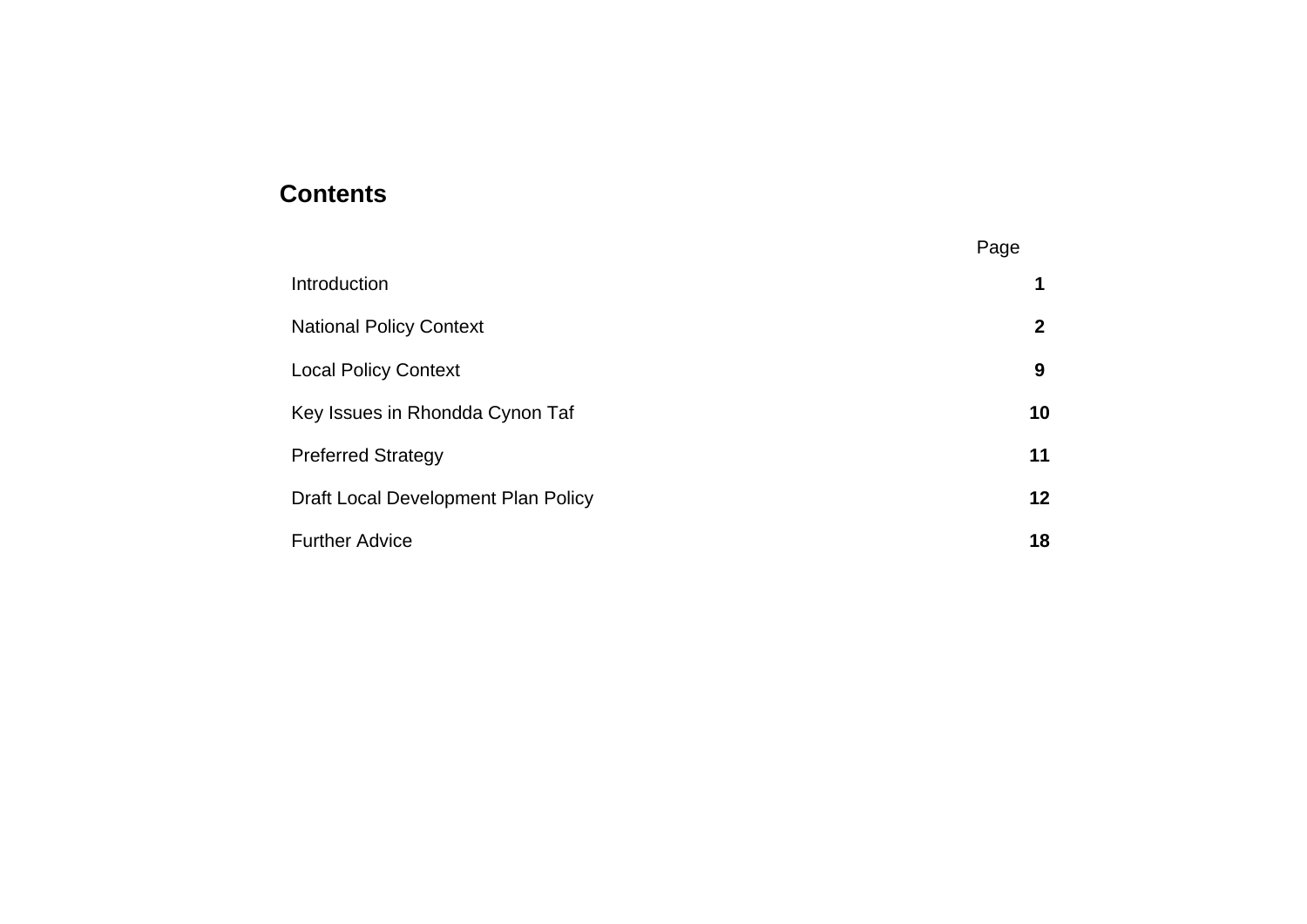# Contents

| | Page |
|---|---|
| Introduction | **1** |
| National Policy Context | **2** |
| Local Policy Context | **9** |
| Key Issues in Rhondda Cynon Taf | **10** |
| Preferred Strategy | **11** |
| Draft Local Development Plan Policy | **12** |
| Further Advice | **18** |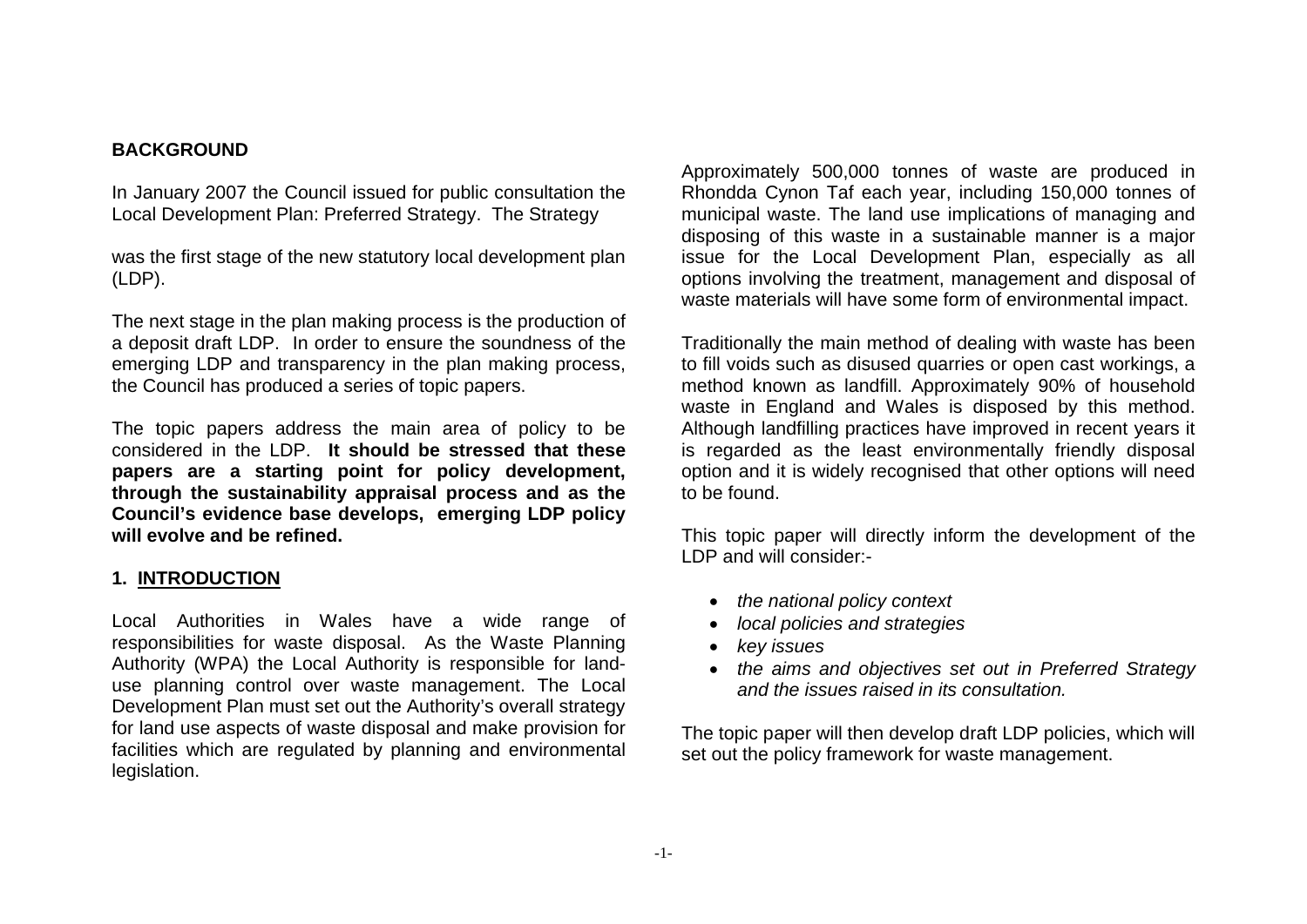## BACKGROUND

In January 2007 the Council issued for public consultation the Local Development Plan: Preferred Strategy. The Strategy

was the first stage of the new statutory local development plan (LDP).

The next stage in the plan making process is the production of a deposit draft LDP. In order to ensure the soundness of the emerging LDP and transparency in the plan making process, the Council has produced a series of topic papers.

The topic papers address the main area of policy to be considered in the LDP. **It should be stressed that these papers are a starting point for policy development, through the sustainability appraisal process and as the Council's evidence base develops, emerging LDP policy will evolve and be refined.**

## 1. INTRODUCTION

Local Authorities in Wales have a wide range of responsibilities for waste disposal. As the Waste Planning Authority (WPA) the Local Authority is responsible for land-use planning control over waste management. The Local Development Plan must set out the Authority's overall strategy for land use aspects of waste disposal and make provision for facilities which are regulated by planning and environmental legislation.

Approximately 500,000 tonnes of waste are produced in Rhondda Cynon Taf each year, including 150,000 tonnes of municipal waste. The land use implications of managing and disposing of this waste in a sustainable manner is a major issue for the Local Development Plan, especially as all options involving the treatment, management and disposal of waste materials will have some form of environmental impact.

Traditionally the main method of dealing with waste has been to fill voids such as disused quarries or open cast workings, a method known as landfill. Approximately 90% of household waste in England and Wales is disposed by this method. Although landfilling practices have improved in recent years it is regarded as the least environmentally friendly disposal option and it is widely recognised that other options will need to be found.

This topic paper will directly inform the development of the LDP and will consider:-

- *the national policy context*
- *local policies and strategies*
- *key issues*
- *the aims and objectives set out in Preferred Strategy and the issues raised in its consultation.*

The topic paper will then develop draft LDP policies, which will set out the policy framework for waste management.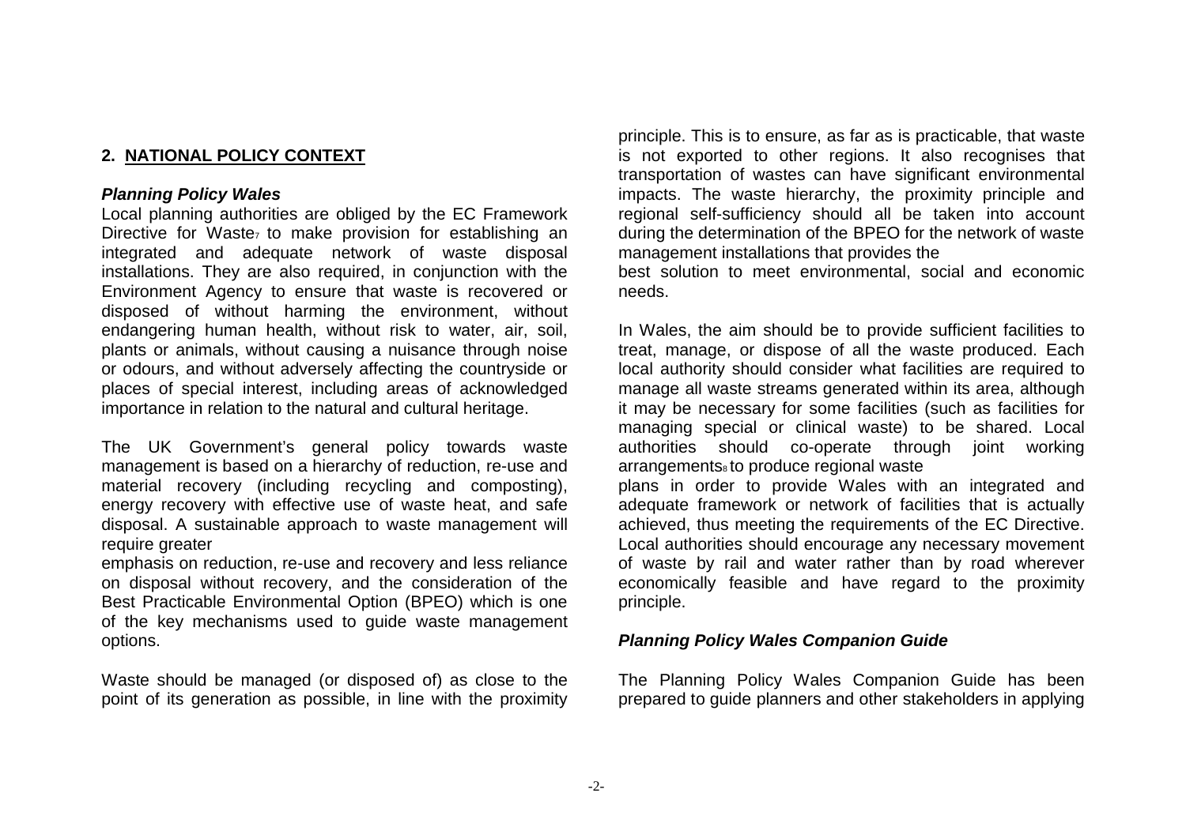## 2. NATIONAL POLICY CONTEXT

***Planning Policy Wales***

Local planning authorities are obliged by the EC Framework Directive for Waste[7] to make provision for establishing an integrated and adequate network of waste disposal installations. They are also required, in conjunction with the Environment Agency to ensure that waste is recovered or disposed of without harming the environment, without endangering human health, without risk to water, air, soil, plants or animals, without causing a nuisance through noise or odours, and without adversely affecting the countryside or places of special interest, including areas of acknowledged importance in relation to the natural and cultural heritage.

The UK Government's general policy towards waste management is based on a hierarchy of reduction, re-use and material recovery (including recycling and composting), energy recovery with effective use of waste heat, and safe disposal. A sustainable approach to waste management will require greater emphasis on reduction, re-use and recovery and less reliance on disposal without recovery, and the consideration of the Best Practicable Environmental Option (BPEO) which is one of the key mechanisms used to guide waste management options.

Waste should be managed (or disposed of) as close to the point of its generation as possible, in line with the proximity principle. This is to ensure, as far as is practicable, that waste is not exported to other regions. It also recognises that transportation of wastes can have significant environmental impacts. The waste hierarchy, the proximity principle and regional self-sufficiency should all be taken into account during the determination of the BPEO for the network of waste management installations that provides the best solution to meet environmental, social and economic needs.

In Wales, the aim should be to provide sufficient facilities to treat, manage, or dispose of all the waste produced. Each local authority should consider what facilities are required to manage all waste streams generated within its area, although it may be necessary for some facilities (such as facilities for managing special or clinical waste) to be shared. Local authorities should co-operate through joint working arrangements[8] to produce regional waste plans in order to provide Wales with an integrated and adequate framework or network of facilities that is actually achieved, thus meeting the requirements of the EC Directive. Local authorities should encourage any necessary movement of waste by rail and water rather than by road wherever economically feasible and have regard to the proximity principle.

***Planning Policy Wales Companion Guide***

The Planning Policy Wales Companion Guide has been prepared to guide planners and other stakeholders in applying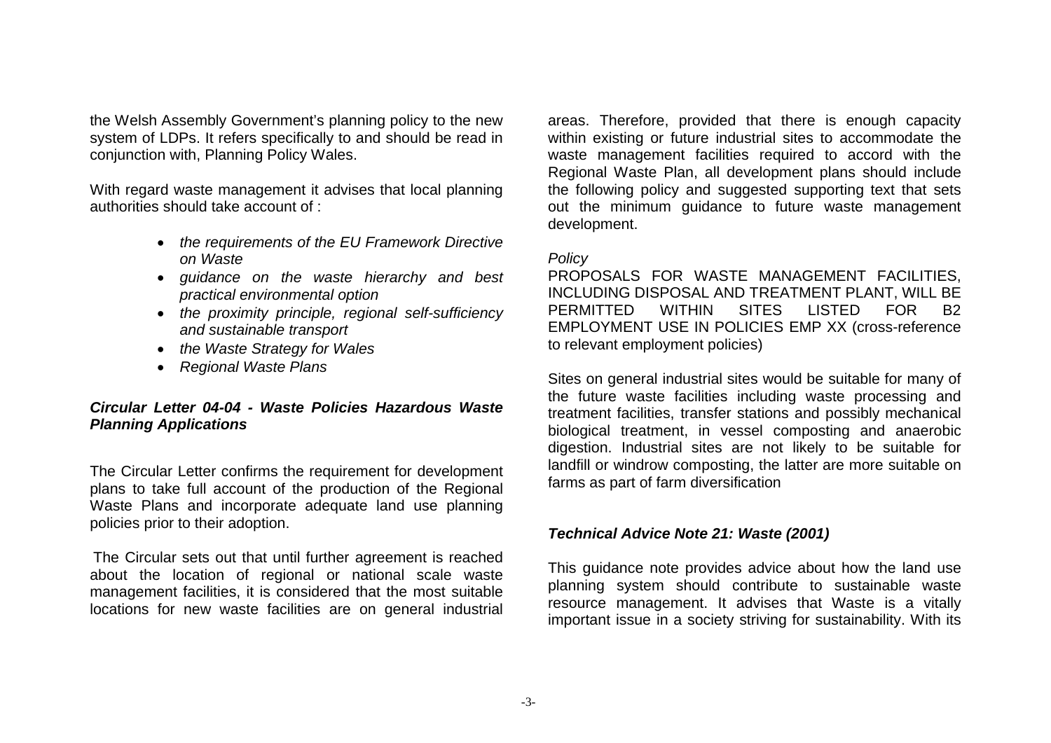the Welsh Assembly Government's planning policy to the new system of LDPs. It refers specifically to and should be read in conjunction with, Planning Policy Wales.

With regard waste management it advises that local planning authorities should take account of :

- *the requirements of the EU Framework Directive on Waste*
- *guidance on the waste hierarchy and best practical environmental option*
- *the proximity principle, regional self-sufficiency and sustainable transport*
- *the Waste Strategy for Wales*
- *Regional Waste Plans*

***Circular Letter 04-04 - Waste Policies Hazardous Waste Planning Applications***

The Circular Letter confirms the requirement for development plans to take full account of the production of the Regional Waste Plans and incorporate adequate land use planning policies prior to their adoption.

The Circular sets out that until further agreement is reached about the location of regional or national scale waste management facilities, it is considered that the most suitable locations for new waste facilities are on general industrial areas. Therefore, provided that there is enough capacity within existing or future industrial sites to accommodate the waste management facilities required to accord with the Regional Waste Plan, all development plans should include the following policy and suggested supporting text that sets out the minimum guidance to future waste management development.

*Policy*
PROPOSALS FOR WASTE MANAGEMENT FACILITIES, INCLUDING DISPOSAL AND TREATMENT PLANT, WILL BE PERMITTED WITHIN SITES LISTED FOR B2 EMPLOYMENT USE IN POLICIES EMP XX (cross-reference to relevant employment policies)

Sites on general industrial sites would be suitable for many of the future waste facilities including waste processing and treatment facilities, transfer stations and possibly mechanical biological treatment, in vessel composting and anaerobic digestion. Industrial sites are not likely to be suitable for landfill or windrow composting, the latter are more suitable on farms as part of farm diversification

***Technical Advice Note 21: Waste (2001)***

This guidance note provides advice about how the land use planning system should contribute to sustainable waste resource management. It advises that Waste is a vitally important issue in a society striving for sustainability. With its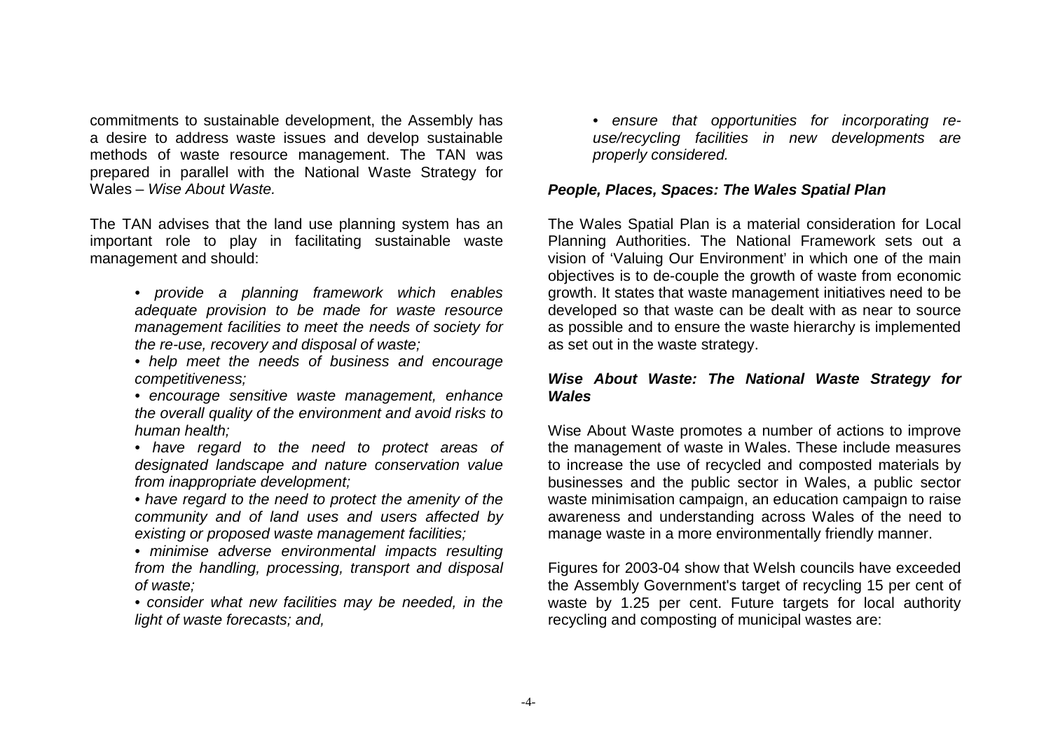commitments to sustainable development, the Assembly has a desire to address waste issues and develop sustainable methods of waste resource management. The TAN was prepared in parallel with the National Waste Strategy for Wales – *Wise About Waste.*

The TAN advises that the land use planning system has an important role to play in facilitating sustainable waste management and should:

> • *provide a planning framework which enables adequate provision to be made for waste resource management facilities to meet the needs of society for the re-use, recovery and disposal of waste;*
>
> • *help meet the needs of business and encourage competitiveness;*
>
> • *encourage sensitive waste management, enhance the overall quality of the environment and avoid risks to human health;*
>
> • *have regard to the need to protect areas of designated landscape and nature conservation value from inappropriate development;*
>
> • *have regard to the need to protect the amenity of the community and of land uses and users affected by existing or proposed waste management facilities;*
>
> • *minimise adverse environmental impacts resulting from the handling, processing, transport and disposal of waste;*
>
> • *consider what new facilities may be needed, in the light of waste forecasts; and,*
>
> • *ensure that opportunities for incorporating re-use/recycling facilities in new developments are properly considered.*

### *People, Places, Spaces: The Wales Spatial Plan*

The Wales Spatial Plan is a material consideration for Local Planning Authorities. The National Framework sets out a vision of 'Valuing Our Environment' in which one of the main objectives is to de-couple the growth of waste from economic growth. It states that waste management initiatives need to be developed so that waste can be dealt with as near to source as possible and to ensure the waste hierarchy is implemented as set out in the waste strategy.

### *Wise About Waste: The National Waste Strategy for Wales*

Wise About Waste promotes a number of actions to improve the management of waste in Wales. These include measures to increase the use of recycled and composted materials by businesses and the public sector in Wales, a public sector waste minimisation campaign, an education campaign to raise awareness and understanding across Wales of the need to manage waste in a more environmentally friendly manner.

Figures for 2003-04 show that Welsh councils have exceeded the Assembly Government's target of recycling 15 per cent of waste by 1.25 per cent. Future targets for local authority recycling and composting of municipal wastes are: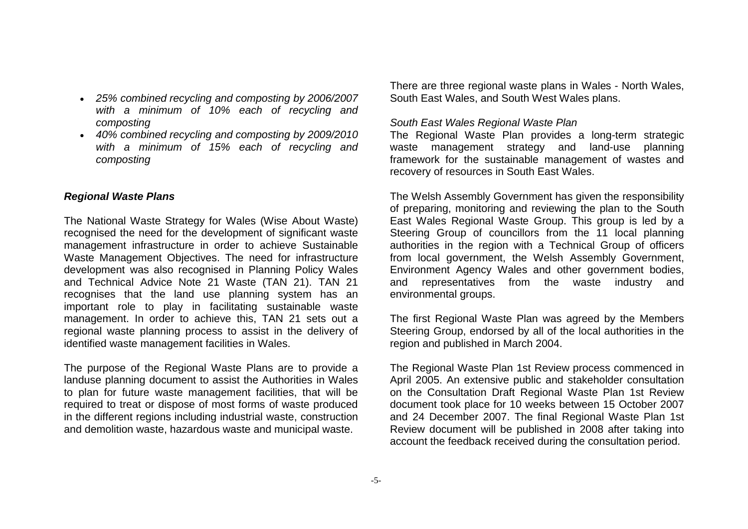- *25% combined recycling and composting by 2006/2007 with a minimum of 10% each of recycling and composting*
- *40% combined recycling and composting by 2009/2010 with a minimum of 15% each of recycling and composting*

### *Regional Waste Plans*

The National Waste Strategy for Wales (Wise About Waste) recognised the need for the development of significant waste management infrastructure in order to achieve Sustainable Waste Management Objectives. The need for infrastructure development was also recognised in Planning Policy Wales and Technical Advice Note 21 Waste (TAN 21). TAN 21 recognises that the land use planning system has an important role to play in facilitating sustainable waste management. In order to achieve this, TAN 21 sets out a regional waste planning process to assist in the delivery of identified waste management facilities in Wales.

The purpose of the Regional Waste Plans are to provide a landuse planning document to assist the Authorities in Wales to plan for future waste management facilities, that will be required to treat or dispose of most forms of waste produced in the different regions including industrial waste, construction and demolition waste, hazardous waste and municipal waste.

There are three regional waste plans in Wales - North Wales, South East Wales, and South West Wales plans.

*South East Wales Regional Waste Plan*

The Regional Waste Plan provides a long-term strategic waste management strategy and land-use planning framework for the sustainable management of wastes and recovery of resources in South East Wales.

The Welsh Assembly Government has given the responsibility of preparing, monitoring and reviewing the plan to the South East Wales Regional Waste Group. This group is led by a Steering Group of councillors from the 11 local planning authorities in the region with a Technical Group of officers from local government, the Welsh Assembly Government, Environment Agency Wales and other government bodies, and representatives from the waste industry and environmental groups.

The first Regional Waste Plan was agreed by the Members Steering Group, endorsed by all of the local authorities in the region and published in March 2004.

The Regional Waste Plan 1st Review process commenced in April 2005. An extensive public and stakeholder consultation on the Consultation Draft Regional Waste Plan 1st Review document took place for 10 weeks between 15 October 2007 and 24 December 2007. The final Regional Waste Plan 1st Review document will be published in 2008 after taking into account the feedback received during the consultation period.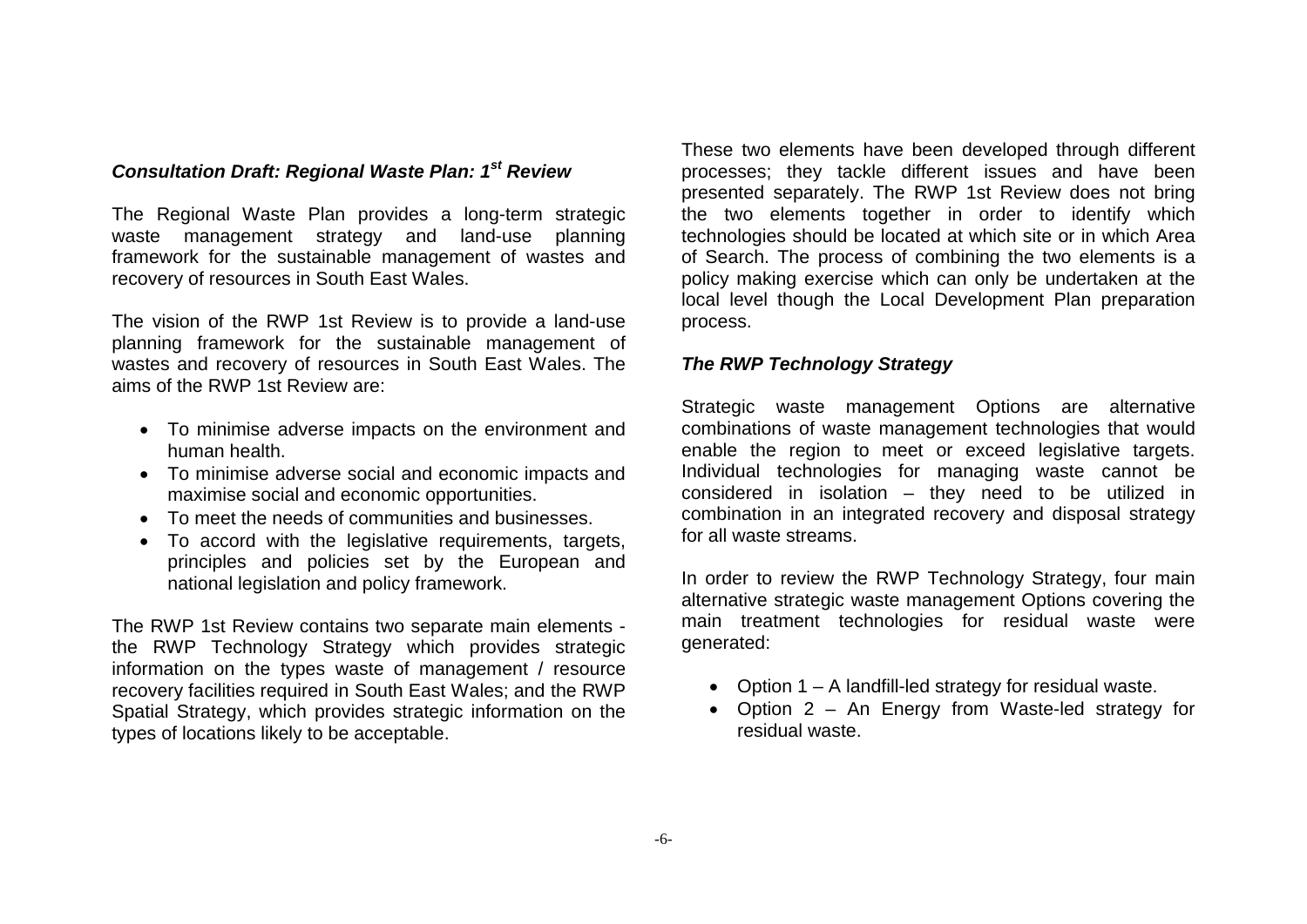### *Consultation Draft: Regional Waste Plan: 1st Review*

The Regional Waste Plan provides a long-term strategic waste management strategy and land-use planning framework for the sustainable management of wastes and recovery of resources in South East Wales.

The vision of the RWP 1st Review is to provide a land-use planning framework for the sustainable management of wastes and recovery of resources in South East Wales. The aims of the RWP 1st Review are:

- To minimise adverse impacts on the environment and human health.
- To minimise adverse social and economic impacts and maximise social and economic opportunities.
- To meet the needs of communities and businesses.
- To accord with the legislative requirements, targets, principles and policies set by the European and national legislation and policy framework.

The RWP 1st Review contains two separate main elements - the RWP Technology Strategy which provides strategic information on the types waste of management / resource recovery facilities required in South East Wales; and the RWP Spatial Strategy, which provides strategic information on the types of locations likely to be acceptable.

These two elements have been developed through different processes; they tackle different issues and have been presented separately. The RWP 1st Review does not bring the two elements together in order to identify which technologies should be located at which site or in which Area of Search. The process of combining the two elements is a policy making exercise which can only be undertaken at the local level though the Local Development Plan preparation process.

### *The RWP Technology Strategy*

Strategic waste management Options are alternative combinations of waste management technologies that would enable the region to meet or exceed legislative targets. Individual technologies for managing waste cannot be considered in isolation – they need to be utilized in combination in an integrated recovery and disposal strategy for all waste streams.

In order to review the RWP Technology Strategy, four main alternative strategic waste management Options covering the main treatment technologies for residual waste were generated:

- Option 1 – A landfill-led strategy for residual waste.
- Option 2 – An Energy from Waste-led strategy for residual waste.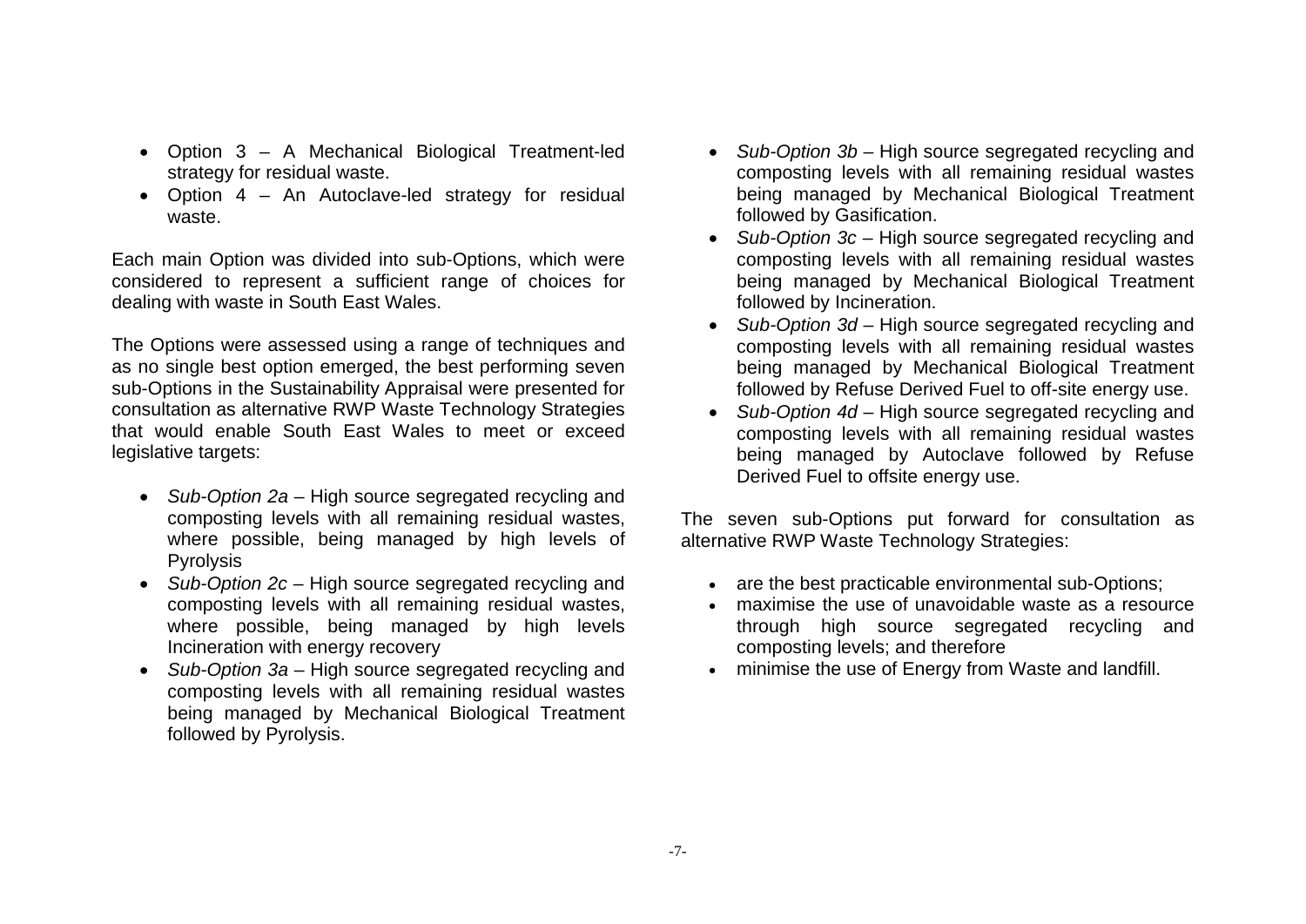- Option 3 – A Mechanical Biological Treatment-led strategy for residual waste.
- Option 4 – An Autoclave-led strategy for residual waste.

Each main Option was divided into sub-Options, which were considered to represent a sufficient range of choices for dealing with waste in South East Wales.

The Options were assessed using a range of techniques and as no single best option emerged, the best performing seven sub-Options in the Sustainability Appraisal were presented for consultation as alternative RWP Waste Technology Strategies that would enable South East Wales to meet or exceed legislative targets:

- *Sub-Option 2a* – High source segregated recycling and composting levels with all remaining residual wastes, where possible, being managed by high levels of Pyrolysis
- *Sub-Option 2c* – High source segregated recycling and composting levels with all remaining residual wastes, where possible, being managed by high levels Incineration with energy recovery
- *Sub-Option 3a* – High source segregated recycling and composting levels with all remaining residual wastes being managed by Mechanical Biological Treatment followed by Pyrolysis.
- *Sub-Option 3b* – High source segregated recycling and composting levels with all remaining residual wastes being managed by Mechanical Biological Treatment followed by Gasification.
- *Sub-Option 3c* – High source segregated recycling and composting levels with all remaining residual wastes being managed by Mechanical Biological Treatment followed by Incineration.
- *Sub-Option 3d* – High source segregated recycling and composting levels with all remaining residual wastes being managed by Mechanical Biological Treatment followed by Refuse Derived Fuel to off-site energy use.
- *Sub-Option 4d* – High source segregated recycling and composting levels with all remaining residual wastes being managed by Autoclave followed by Refuse Derived Fuel to offsite energy use.

The seven sub-Options put forward for consultation as alternative RWP Waste Technology Strategies:

- are the best practicable environmental sub-Options;
- maximise the use of unavoidable waste as a resource through high source segregated recycling and composting levels; and therefore
- minimise the use of Energy from Waste and landfill.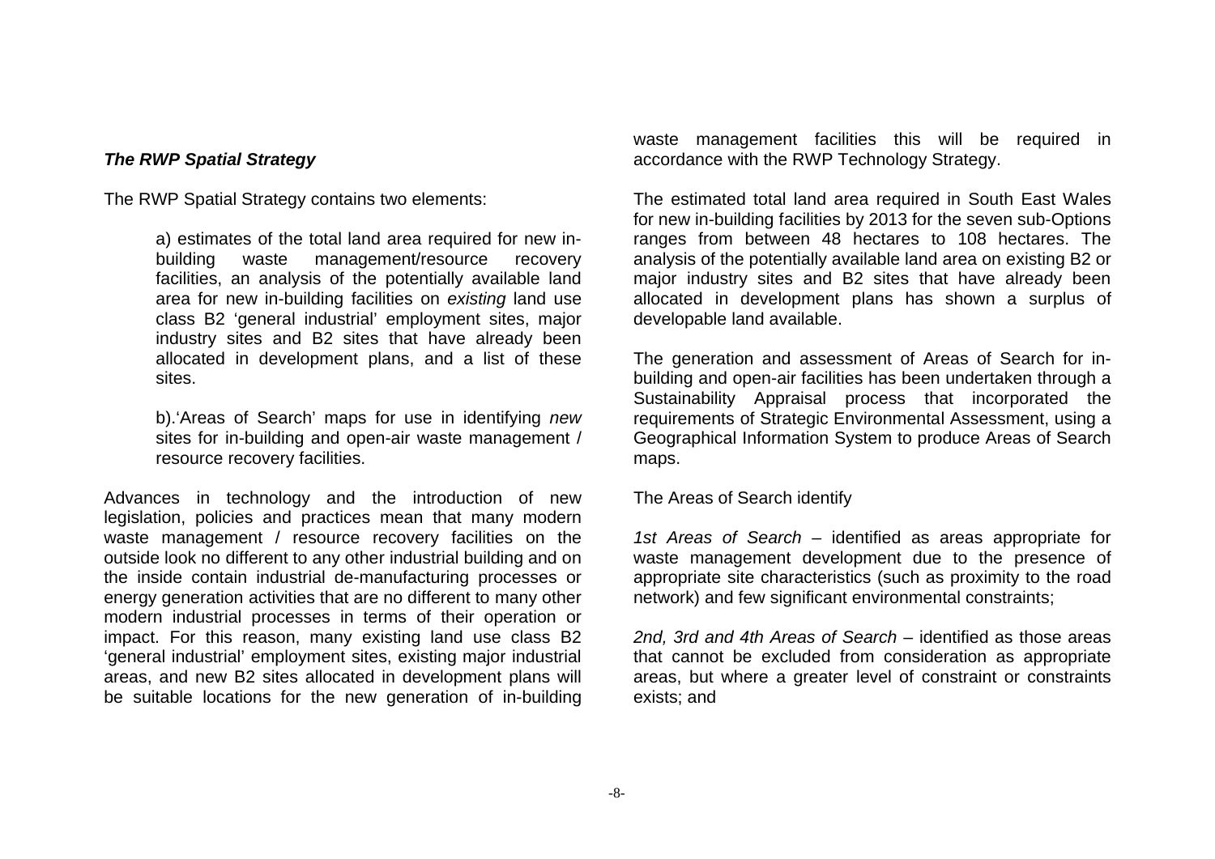### *The RWP Spatial Strategy*

The RWP Spatial Strategy contains two elements:

> a) estimates of the total land area required for new in-building waste management/resource recovery facilities, an analysis of the potentially available land area for new in-building facilities on *existing* land use class B2 'general industrial' employment sites, major industry sites and B2 sites that have already been allocated in development plans, and a list of these sites.
>
> b).'Areas of Search' maps for use in identifying *new* sites for in-building and open-air waste management / resource recovery facilities.

Advances in technology and the introduction of new legislation, policies and practices mean that many modern waste management / resource recovery facilities on the outside look no different to any other industrial building and on the inside contain industrial de-manufacturing processes or energy generation activities that are no different to many other modern industrial processes in terms of their operation or impact. For this reason, many existing land use class B2 'general industrial' employment sites, existing major industrial areas, and new B2 sites allocated in development plans will be suitable locations for the new generation of in-building waste management facilities this will be required in accordance with the RWP Technology Strategy.

The estimated total land area required in South East Wales for new in-building facilities by 2013 for the seven sub-Options ranges from between 48 hectares to 108 hectares. The analysis of the potentially available land area on existing B2 or major industry sites and B2 sites that have already been allocated in development plans has shown a surplus of developable land available.

The generation and assessment of Areas of Search for in-building and open-air facilities has been undertaken through a Sustainability Appraisal process that incorporated the requirements of Strategic Environmental Assessment, using a Geographical Information System to produce Areas of Search maps.

The Areas of Search identify

*1st Areas of Search* – identified as areas appropriate for waste management development due to the presence of appropriate site characteristics (such as proximity to the road network) and few significant environmental constraints;

*2nd, 3rd and 4th Areas of Search* – identified as those areas that cannot be excluded from consideration as appropriate areas, but where a greater level of constraint or constraints exists; and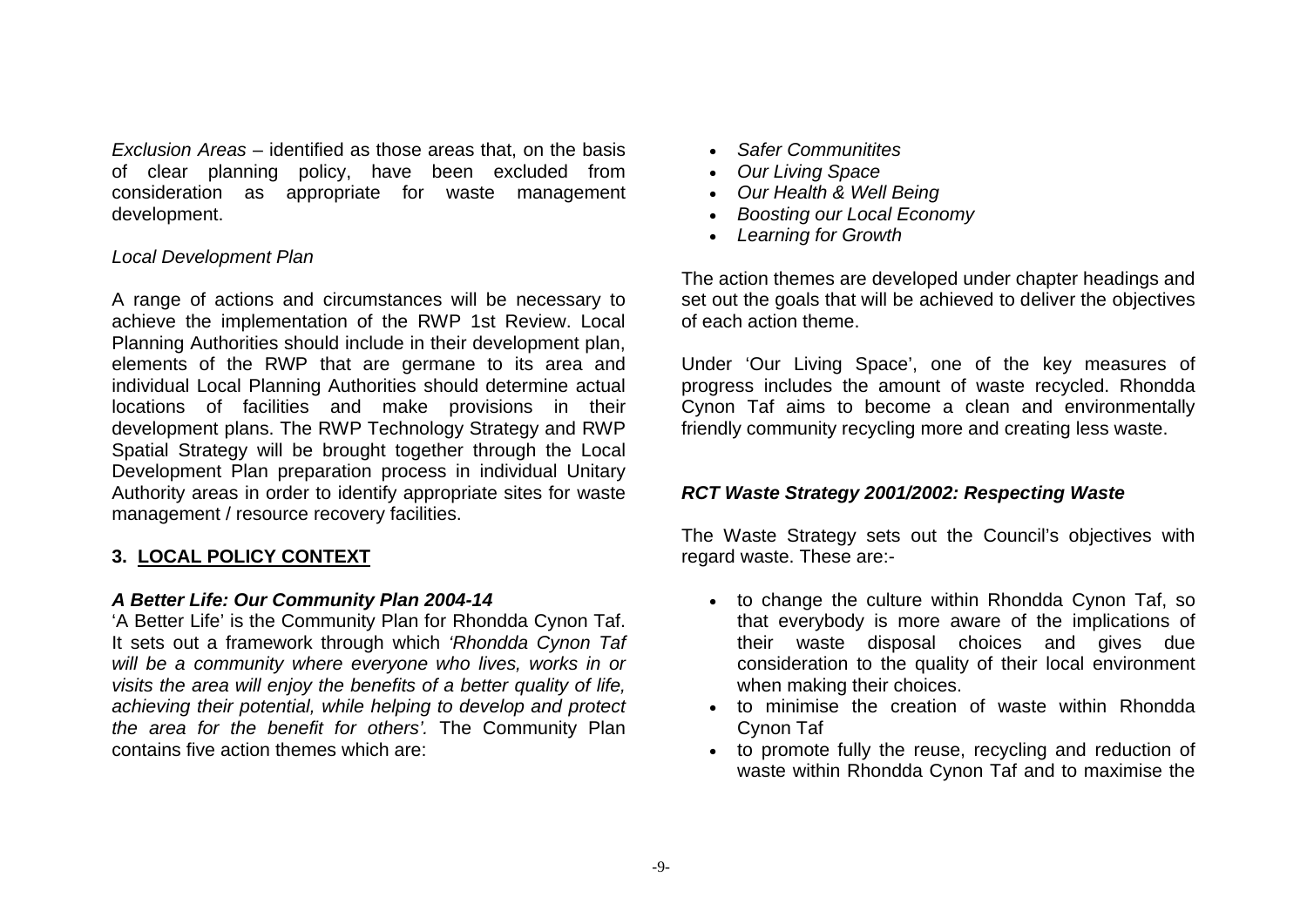*Exclusion Areas* – identified as those areas that, on the basis of clear planning policy, have been excluded from consideration as appropriate for waste management development.

*Local Development Plan*

A range of actions and circumstances will be necessary to achieve the implementation of the RWP 1st Review. Local Planning Authorities should include in their development plan, elements of the RWP that are germane to its area and individual Local Planning Authorities should determine actual locations of facilities and make provisions in their development plans. The RWP Technology Strategy and RWP Spatial Strategy will be brought together through the Local Development Plan preparation process in individual Unitary Authority areas in order to identify appropriate sites for waste management / resource recovery facilities.

## 3. LOCAL POLICY CONTEXT

***A Better Life: Our Community Plan 2004-14***

'A Better Life' is the Community Plan for Rhondda Cynon Taf. It sets out a framework through which *'Rhondda Cynon Taf will be a community where everyone who lives, works in or visits the area will enjoy the benefits of a better quality of life, achieving their potential, while helping to develop and protect the area for the benefit for others'.* The Community Plan contains five action themes which are:

- *Safer Communitites*
- *Our Living Space*
- *Our Health & Well Being*
- *Boosting our Local Economy*
- *Learning for Growth*

The action themes are developed under chapter headings and set out the goals that will be achieved to deliver the objectives of each action theme.

Under 'Our Living Space', one of the key measures of progress includes the amount of waste recycled. Rhondda Cynon Taf aims to become a clean and environmentally friendly community recycling more and creating less waste.

***RCT Waste Strategy 2001/2002: Respecting Waste***

The Waste Strategy sets out the Council's objectives with regard waste. These are:-

- to change the culture within Rhondda Cynon Taf, so that everybody is more aware of the implications of their waste disposal choices and gives due consideration to the quality of their local environment when making their choices.
- to minimise the creation of waste within Rhondda Cynon Taf
- to promote fully the reuse, recycling and reduction of waste within Rhondda Cynon Taf and to maximise the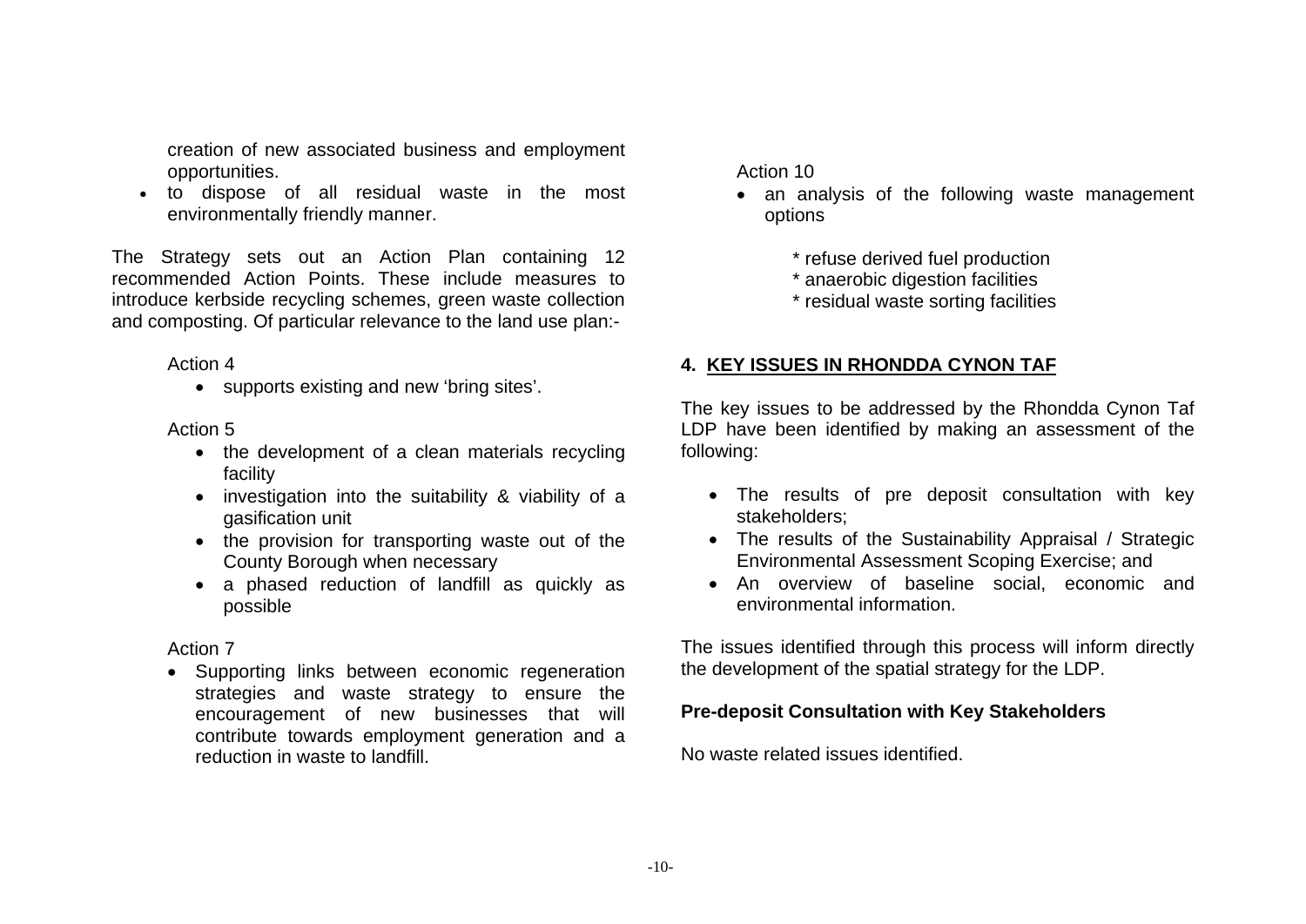creation of new associated business and employment opportunities.

- to dispose of all residual waste in the most environmentally friendly manner.

The Strategy sets out an Action Plan containing 12 recommended Action Points. These include measures to introduce kerbside recycling schemes, green waste collection and composting. Of particular relevance to the land use plan:-

Action 4

- supports existing and new 'bring sites'.

Action 5

- the development of a clean materials recycling facility
- investigation into the suitability & viability of a gasification unit
- the provision for transporting waste out of the County Borough when necessary
- a phased reduction of landfill as quickly as possible

Action 7

- Supporting links between economic regeneration strategies and waste strategy to ensure the encouragement of new businesses that will contribute towards employment generation and a reduction in waste to landfill.

Action 10

- an analysis of the following waste management options

    * refuse derived fuel production
    * anaerobic digestion facilities
    * residual waste sorting facilities

## 4. KEY ISSUES IN RHONDDA CYNON TAF

The key issues to be addressed by the Rhondda Cynon Taf LDP have been identified by making an assessment of the following:

- The results of pre deposit consultation with key stakeholders;
- The results of the Sustainability Appraisal / Strategic Environmental Assessment Scoping Exercise; and
- An overview of baseline social, economic and environmental information.

The issues identified through this process will inform directly the development of the spatial strategy for the LDP.

**Pre-deposit Consultation with Key Stakeholders**

No waste related issues identified.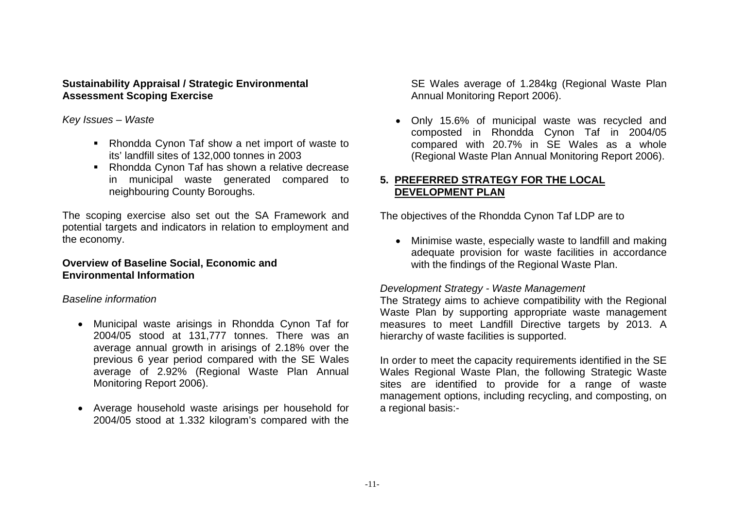**Sustainability Appraisal / Strategic Environmental Assessment Scoping Exercise**

*Key Issues – Waste*

- Rhondda Cynon Taf show a net import of waste to its' landfill sites of 132,000 tonnes in 2003
- Rhondda Cynon Taf has shown a relative decrease in municipal waste generated compared to neighbouring County Boroughs.

The scoping exercise also set out the SA Framework and potential targets and indicators in relation to employment and the economy.

**Overview of Baseline Social, Economic and Environmental Information**

*Baseline information*

- Municipal waste arisings in Rhondda Cynon Taf for 2004/05 stood at 131,777 tonnes. There was an average annual growth in arisings of 2.18% over the previous 6 year period compared with the SE Wales average of 2.92% (Regional Waste Plan Annual Monitoring Report 2006).
- Average household waste arisings per household for 2004/05 stood at 1.332 kilogram's compared with the SE Wales average of 1.284kg (Regional Waste Plan Annual Monitoring Report 2006).
- Only 15.6% of municipal waste was recycled and composted in Rhondda Cynon Taf in 2004/05 compared with 20.7% in SE Wales as a whole (Regional Waste Plan Annual Monitoring Report 2006).

## 5. PREFERRED STRATEGY FOR THE LOCAL DEVELOPMENT PLAN

The objectives of the Rhondda Cynon Taf LDP are to

- Minimise waste, especially waste to landfill and making adequate provision for waste facilities in accordance with the findings of the Regional Waste Plan.

*Development Strategy - Waste Management*

The Strategy aims to achieve compatibility with the Regional Waste Plan by supporting appropriate waste management measures to meet Landfill Directive targets by 2013. A hierarchy of waste facilities is supported.

In order to meet the capacity requirements identified in the SE Wales Regional Waste Plan, the following Strategic Waste sites are identified to provide for a range of waste management options, including recycling, and composting, on a regional basis:-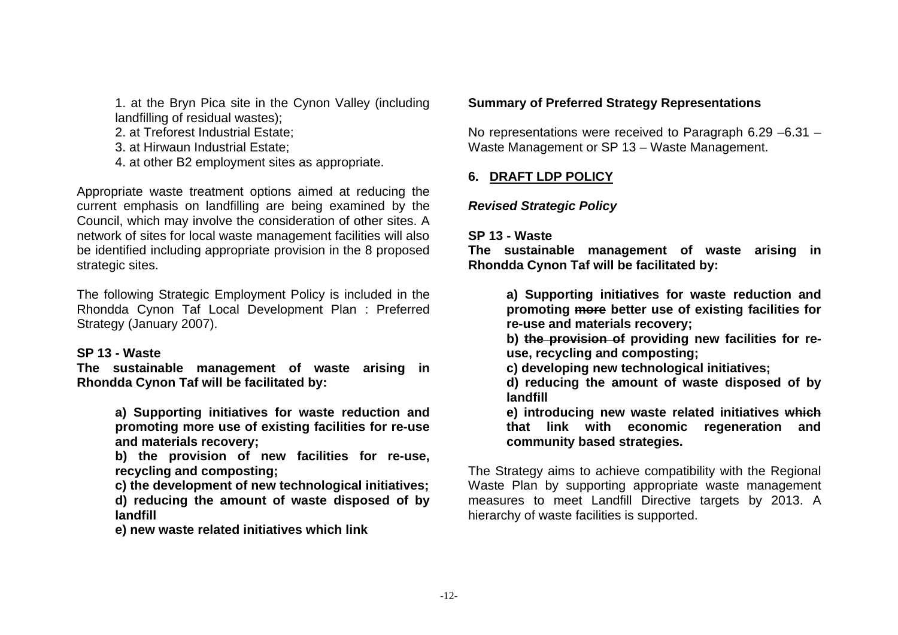1. at the Bryn Pica site in the Cynon Valley (including landfilling of residual wastes);
2. at Treforest Industrial Estate;
3. at Hirwaun Industrial Estate;
4. at other B2 employment sites as appropriate.

Appropriate waste treatment options aimed at reducing the current emphasis on landfilling are being examined by the Council, which may involve the consideration of other sites. A network of sites for local waste management facilities will also be identified including appropriate provision in the 8 proposed strategic sites.

The following Strategic Employment Policy is included in the Rhondda Cynon Taf Local Development Plan : Preferred Strategy (January 2007).

**SP 13 - Waste**
**The sustainable management of waste arising in Rhondda Cynon Taf will be facilitated by:**

> **a) Supporting initiatives for waste reduction and promoting more use of existing facilities for re-use and materials recovery;**
> **b) the provision of new facilities for re-use, recycling and composting;**
> **c) the development of new technological initiatives;**
> **d) reducing the amount of waste disposed of by landfill**
> **e) new waste related initiatives which link**

**Summary of Preferred Strategy Representations**

No representations were received to Paragraph 6.29 –6.31 – Waste Management or SP 13 – Waste Management.

## 6. DRAFT LDP POLICY

***Revised Strategic Policy***

**SP 13 - Waste**
**The sustainable management of waste arising in Rhondda Cynon Taf will be facilitated by:**

> **a) Supporting initiatives for waste reduction and promoting ~~more~~ better use of existing facilities for re-use and materials recovery;**
> **b) ~~the provision of~~ providing new facilities for re-use, recycling and composting;**
> **c) developing new technological initiatives;**
> **d) reducing the amount of waste disposed of by landfill**
> **e) introducing new waste related initiatives ~~which~~ that link with economic regeneration and community based strategies.**

The Strategy aims to achieve compatibility with the Regional Waste Plan by supporting appropriate waste management measures to meet Landfill Directive targets by 2013. A hierarchy of waste facilities is supported.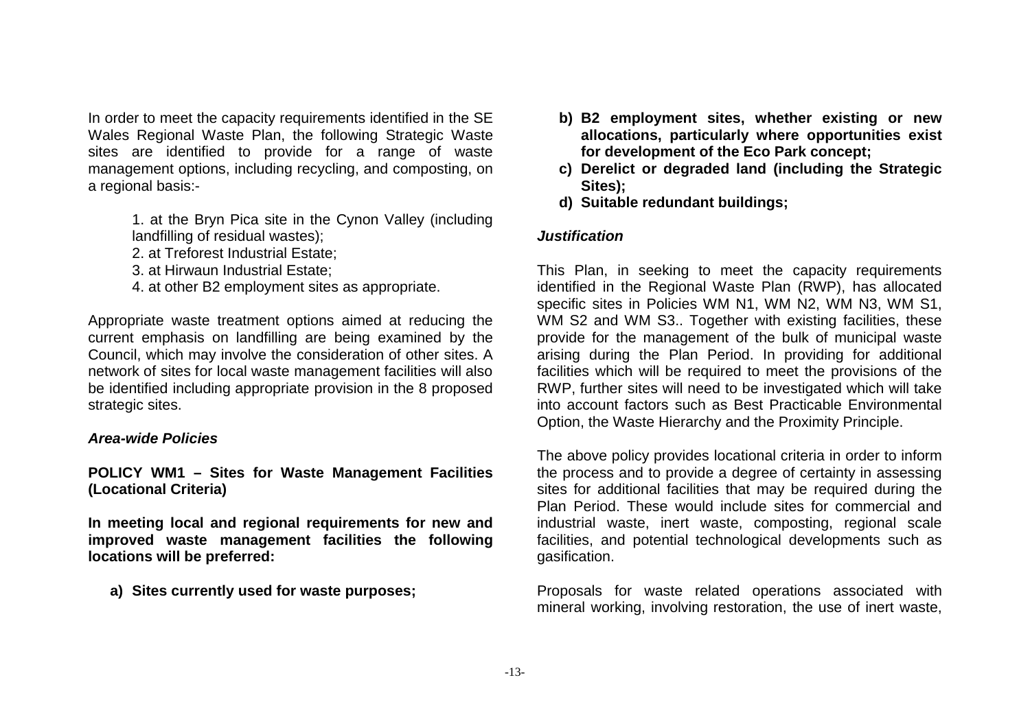In order to meet the capacity requirements identified in the SE Wales Regional Waste Plan, the following Strategic Waste sites are identified to provide for a range of waste management options, including recycling, and composting, on a regional basis:-

1. at the Bryn Pica site in the Cynon Valley (including landfilling of residual wastes);
2. at Treforest Industrial Estate;
3. at Hirwaun Industrial Estate;
4. at other B2 employment sites as appropriate.

Appropriate waste treatment options aimed at reducing the current emphasis on landfilling are being examined by the Council, which may involve the consideration of other sites. A network of sites for local waste management facilities will also be identified including appropriate provision in the 8 proposed strategic sites.

### *Area-wide Policies*

**POLICY WM1 – Sites for Waste Management Facilities (Locational Criteria)**

**In meeting local and regional requirements for new and improved waste management facilities the following locations will be preferred:**

**a) Sites currently used for waste purposes;**

**b) B2 employment sites, whether existing or new allocations, particularly where opportunities exist for development of the Eco Park concept;**

**c) Derelict or degraded land (including the Strategic Sites);**

**d) Suitable redundant buildings;**

### *Justification*

This Plan, in seeking to meet the capacity requirements identified in the Regional Waste Plan (RWP), has allocated specific sites in Policies WM N1, WM N2, WM N3, WM S1, WM S2 and WM S3.. Together with existing facilities, these provide for the management of the bulk of municipal waste arising during the Plan Period. In providing for additional facilities which will be required to meet the provisions of the RWP, further sites will need to be investigated which will take into account factors such as Best Practicable Environmental Option, the Waste Hierarchy and the Proximity Principle.

The above policy provides locational criteria in order to inform the process and to provide a degree of certainty in assessing sites for additional facilities that may be required during the Plan Period. These would include sites for commercial and industrial waste, inert waste, composting, regional scale facilities, and potential technological developments such as gasification.

Proposals for waste related operations associated with mineral working, involving restoration, the use of inert waste,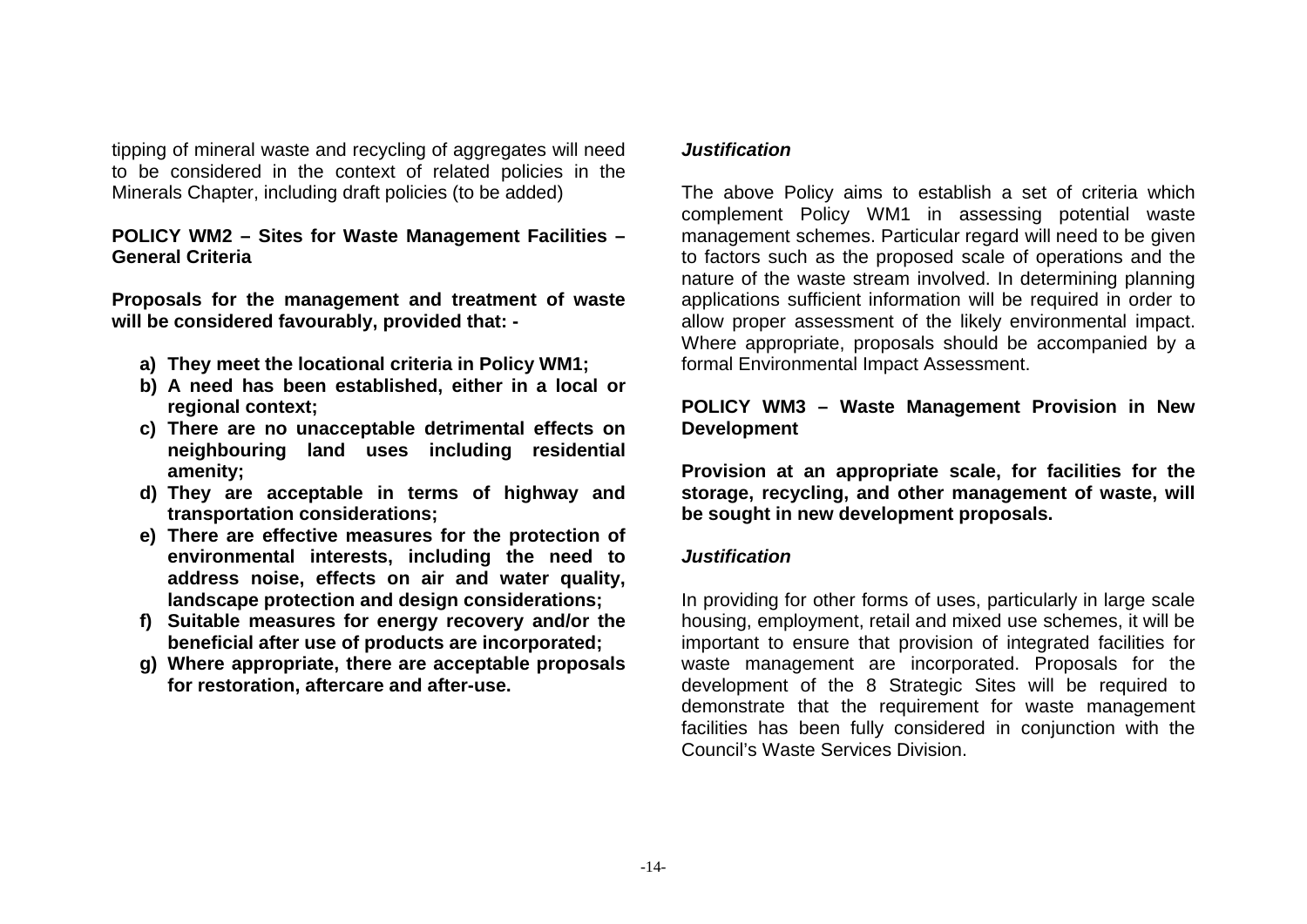tipping of mineral waste and recycling of aggregates will need to be considered in the context of related policies in the Minerals Chapter, including draft policies (to be added)

**POLICY WM2 – Sites for Waste Management Facilities – General Criteria**

**Proposals for the management and treatment of waste will be considered favourably, provided that: -**

- **a) They meet the locational criteria in Policy WM1;**
- **b) A need has been established, either in a local or regional context;**
- **c) There are no unacceptable detrimental effects on neighbouring land uses including residential amenity;**
- **d) They are acceptable in terms of highway and transportation considerations;**
- **e) There are effective measures for the protection of environmental interests, including the need to address noise, effects on air and water quality, landscape protection and design considerations;**
- **f) Suitable measures for energy recovery and/or the beneficial after use of products are incorporated;**
- **g) Where appropriate, there are acceptable proposals for restoration, aftercare and after-use.**

***Justification***

The above Policy aims to establish a set of criteria which complement Policy WM1 in assessing potential waste management schemes. Particular regard will need to be given to factors such as the proposed scale of operations and the nature of the waste stream involved. In determining planning applications sufficient information will be required in order to allow proper assessment of the likely environmental impact. Where appropriate, proposals should be accompanied by a formal Environmental Impact Assessment.

**POLICY WM3 – Waste Management Provision in New Development**

**Provision at an appropriate scale, for facilities for the storage, recycling, and other management of waste, will be sought in new development proposals.**

***Justification***

In providing for other forms of uses, particularly in large scale housing, employment, retail and mixed use schemes, it will be important to ensure that provision of integrated facilities for waste management are incorporated. Proposals for the development of the 8 Strategic Sites will be required to demonstrate that the requirement for waste management facilities has been fully considered in conjunction with the Council's Waste Services Division.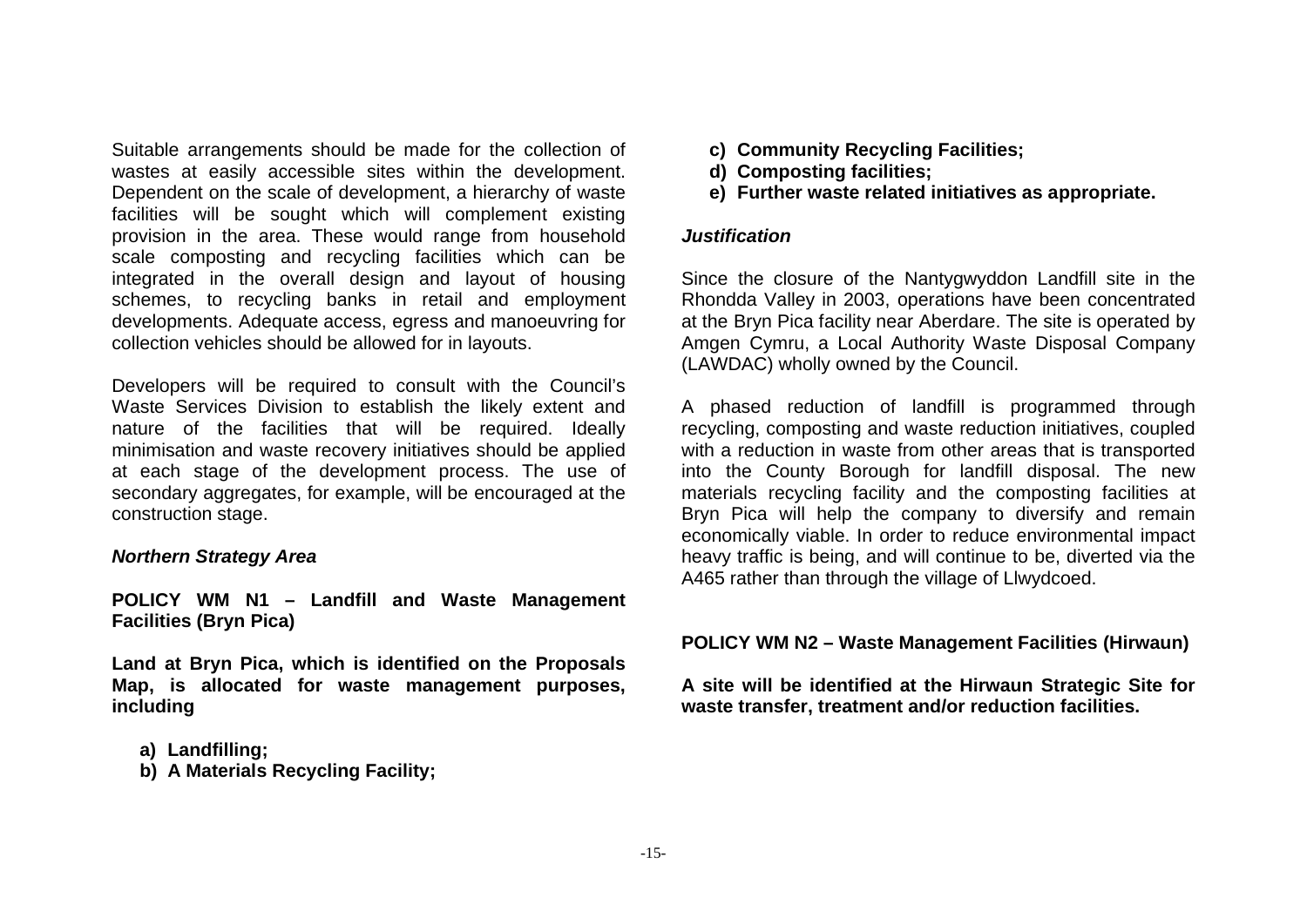Suitable arrangements should be made for the collection of wastes at easily accessible sites within the development. Dependent on the scale of development, a hierarchy of waste facilities will be sought which will complement existing provision in the area. These would range from household scale composting and recycling facilities which can be integrated in the overall design and layout of housing schemes, to recycling banks in retail and employment developments. Adequate access, egress and manoeuvring for collection vehicles should be allowed for in layouts.

Developers will be required to consult with the Council's Waste Services Division to establish the likely extent and nature of the facilities that will be required. Ideally minimisation and waste recovery initiatives should be applied at each stage of the development process. The use of secondary aggregates, for example, will be encouraged at the construction stage.

***Northern Strategy Area***

**POLICY WM N1 – Landfill and Waste Management Facilities (Bryn Pica)**

**Land at Bryn Pica, which is identified on the Proposals Map, is allocated for waste management purposes, including**

- **a) Landfilling;**
- **b) A Materials Recycling Facility;**
- **c) Community Recycling Facilities;**
- **d) Composting facilities;**
- **e) Further waste related initiatives as appropriate.**

***Justification***

Since the closure of the Nantygwyddon Landfill site in the Rhondda Valley in 2003, operations have been concentrated at the Bryn Pica facility near Aberdare. The site is operated by Amgen Cymru, a Local Authority Waste Disposal Company (LAWDAC) wholly owned by the Council.

A phased reduction of landfill is programmed through recycling, composting and waste reduction initiatives, coupled with a reduction in waste from other areas that is transported into the County Borough for landfill disposal. The new materials recycling facility and the composting facilities at Bryn Pica will help the company to diversify and remain economically viable. In order to reduce environmental impact heavy traffic is being, and will continue to be, diverted via the A465 rather than through the village of Llwydcoed.

**POLICY WM N2 – Waste Management Facilities (Hirwaun)**

**A site will be identified at the Hirwaun Strategic Site for waste transfer, treatment and/or reduction facilities.**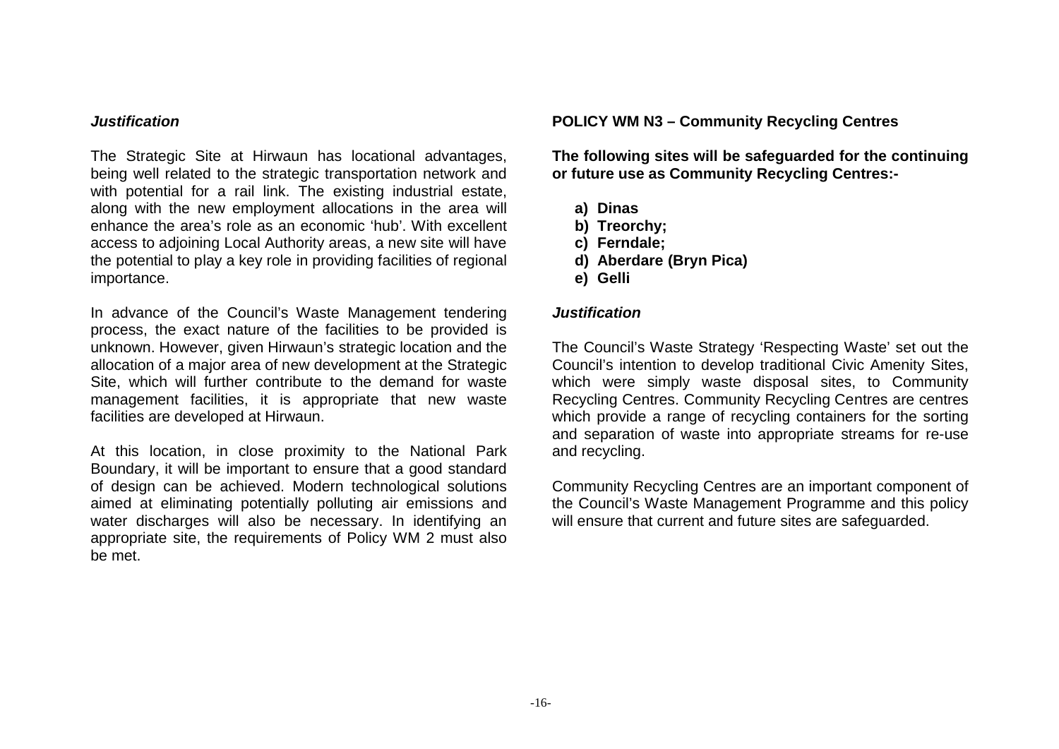***Justification***

The Strategic Site at Hirwaun has locational advantages, being well related to the strategic transportation network and with potential for a rail link. The existing industrial estate, along with the new employment allocations in the area will enhance the area's role as an economic 'hub'. With excellent access to adjoining Local Authority areas, a new site will have the potential to play a key role in providing facilities of regional importance.

In advance of the Council's Waste Management tendering process, the exact nature of the facilities to be provided is unknown. However, given Hirwaun's strategic location and the allocation of a major area of new development at the Strategic Site, which will further contribute to the demand for waste management facilities, it is appropriate that new waste facilities are developed at Hirwaun.

At this location, in close proximity to the National Park Boundary, it will be important to ensure that a good standard of design can be achieved. Modern technological solutions aimed at eliminating potentially polluting air emissions and water discharges will also be necessary. In identifying an appropriate site, the requirements of Policy WM 2 must also be met.

**POLICY WM N3 – Community Recycling Centres**

**The following sites will be safeguarded for the continuing or future use as Community Recycling Centres:-**

**a) Dinas**
**b) Treorchy;**
**c) Ferndale;**
**d) Aberdare (Bryn Pica)**
**e) Gelli**

***Justification***

The Council's Waste Strategy 'Respecting Waste' set out the Council's intention to develop traditional Civic Amenity Sites, which were simply waste disposal sites, to Community Recycling Centres. Community Recycling Centres are centres which provide a range of recycling containers for the sorting and separation of waste into appropriate streams for re-use and recycling.

Community Recycling Centres are an important component of the Council's Waste Management Programme and this policy will ensure that current and future sites are safeguarded.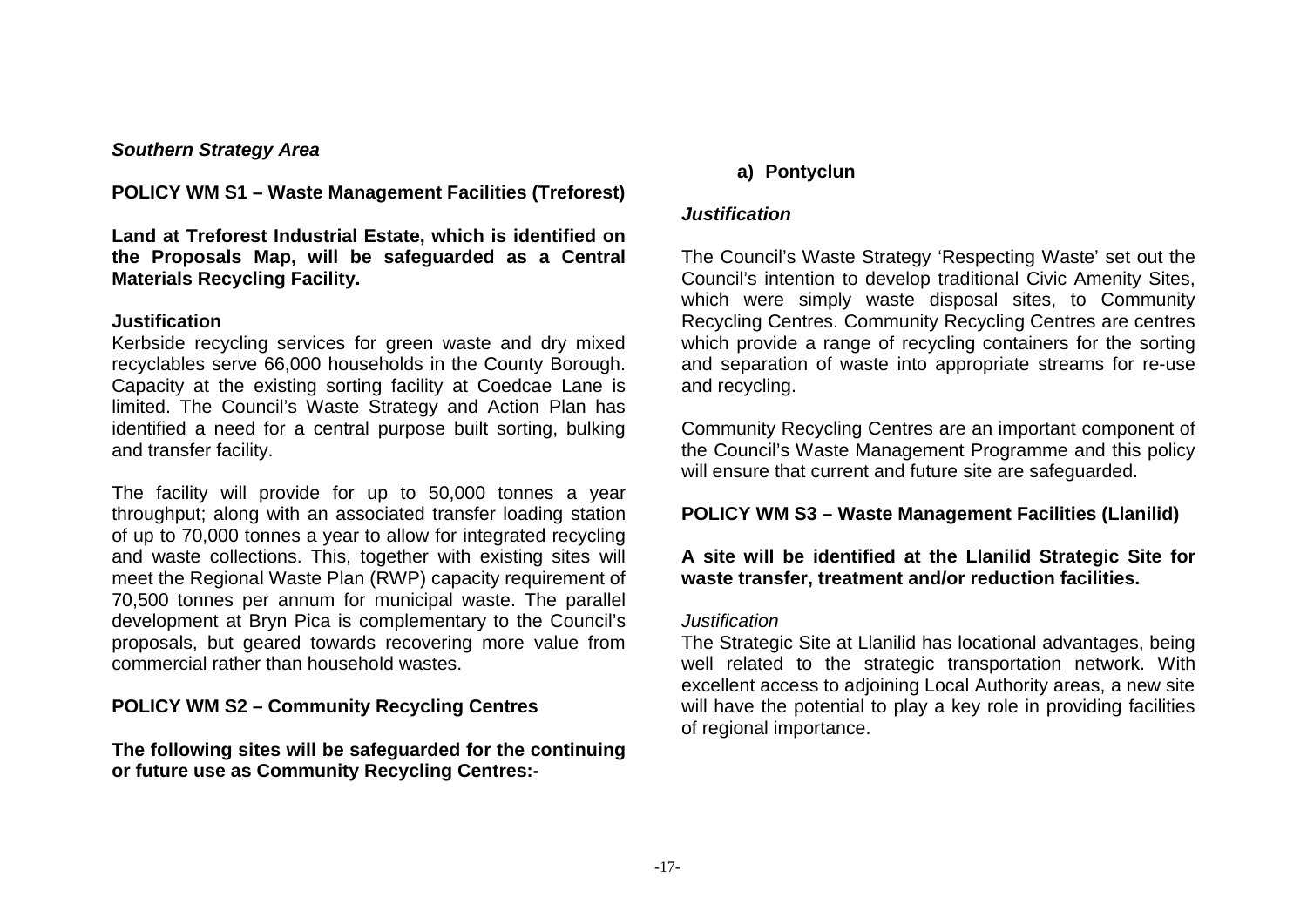### *Southern Strategy Area*

**POLICY WM S1 – Waste Management Facilities (Treforest)**

**Land at Treforest Industrial Estate, which is identified on the Proposals Map, will be safeguarded as a Central Materials Recycling Facility.**

**Justification**

Kerbside recycling services for green waste and dry mixed recyclables serve 66,000 households in the County Borough. Capacity at the existing sorting facility at Coedcae Lane is limited. The Council's Waste Strategy and Action Plan has identified a need for a central purpose built sorting, bulking and transfer facility.

The facility will provide for up to 50,000 tonnes a year throughput; along with an associated transfer loading station of up to 70,000 tonnes a year to allow for integrated recycling and waste collections. This, together with existing sites will meet the Regional Waste Plan (RWP) capacity requirement of 70,500 tonnes per annum for municipal waste. The parallel development at Bryn Pica is complementary to the Council's proposals, but geared towards recovering more value from commercial rather than household wastes.

**POLICY WM S2 – Community Recycling Centres**

**The following sites will be safeguarded for the continuing or future use as Community Recycling Centres:-**

**a) Pontyclun**

***Justification***

The Council's Waste Strategy 'Respecting Waste' set out the Council's intention to develop traditional Civic Amenity Sites, which were simply waste disposal sites, to Community Recycling Centres. Community Recycling Centres are centres which provide a range of recycling containers for the sorting and separation of waste into appropriate streams for re-use and recycling.

Community Recycling Centres are an important component of the Council's Waste Management Programme and this policy will ensure that current and future site are safeguarded.

**POLICY WM S3 – Waste Management Facilities (Llanilid)**

**A site will be identified at the Llanilid Strategic Site for waste transfer, treatment and/or reduction facilities.**

*Justification*

The Strategic Site at Llanilid has locational advantages, being well related to the strategic transportation network. With excellent access to adjoining Local Authority areas, a new site will have the potential to play a key role in providing facilities of regional importance.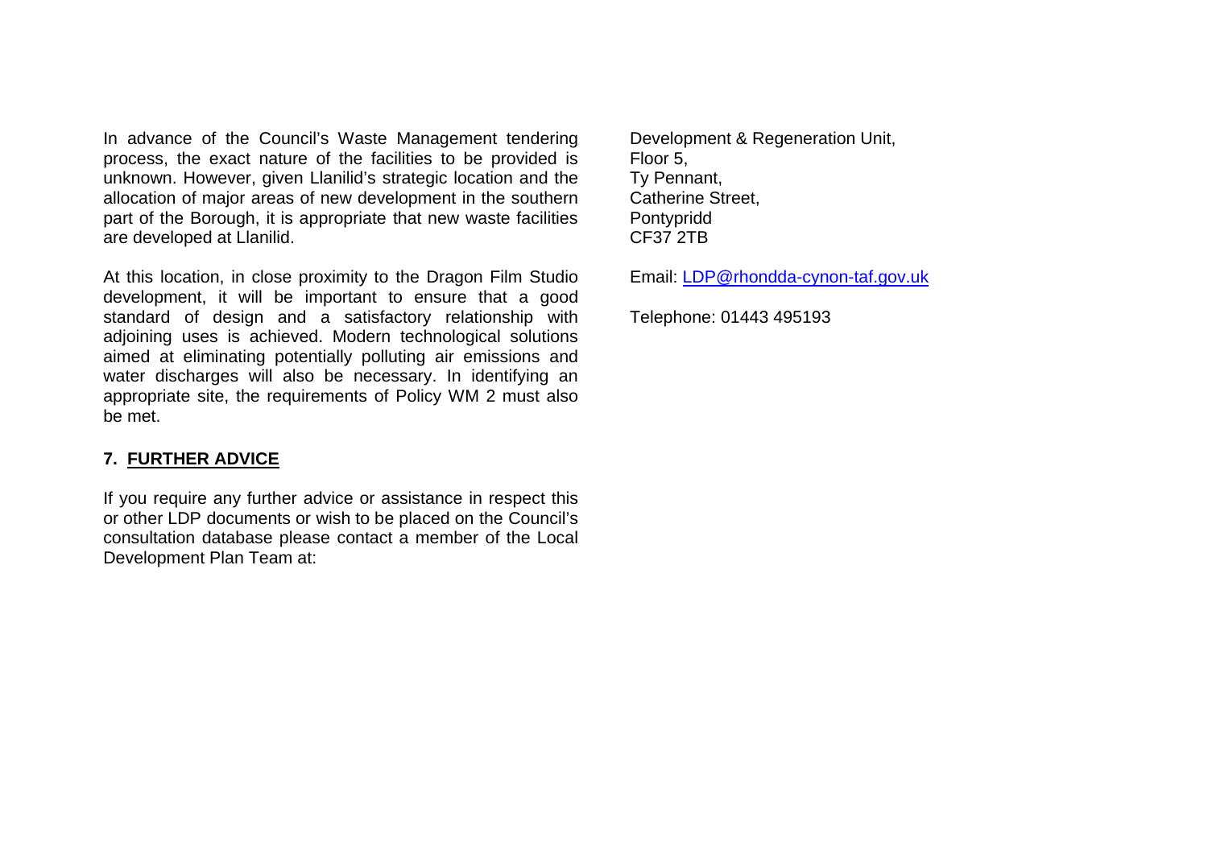In advance of the Council's Waste Management tendering process, the exact nature of the facilities to be provided is unknown. However, given Llanilid's strategic location and the allocation of major areas of new development in the southern part of the Borough, it is appropriate that new waste facilities are developed at Llanilid.

At this location, in close proximity to the Dragon Film Studio development, it will be important to ensure that a good standard of design and a satisfactory relationship with adjoining uses is achieved. Modern technological solutions aimed at eliminating potentially polluting air emissions and water discharges will also be necessary. In identifying an appropriate site, the requirements of Policy WM 2 must also be met.

## 7. FURTHER ADVICE

If you require any further advice or assistance in respect this or other LDP documents or wish to be placed on the Council's consultation database please contact a member of the Local Development Plan Team at:

Development & Regeneration Unit,
Floor 5,
Ty Pennant,
Catherine Street,
Pontypridd
CF37 2TB

Email: LDP@rhondda-cynon-taf.gov.uk

Telephone: 01443 495193